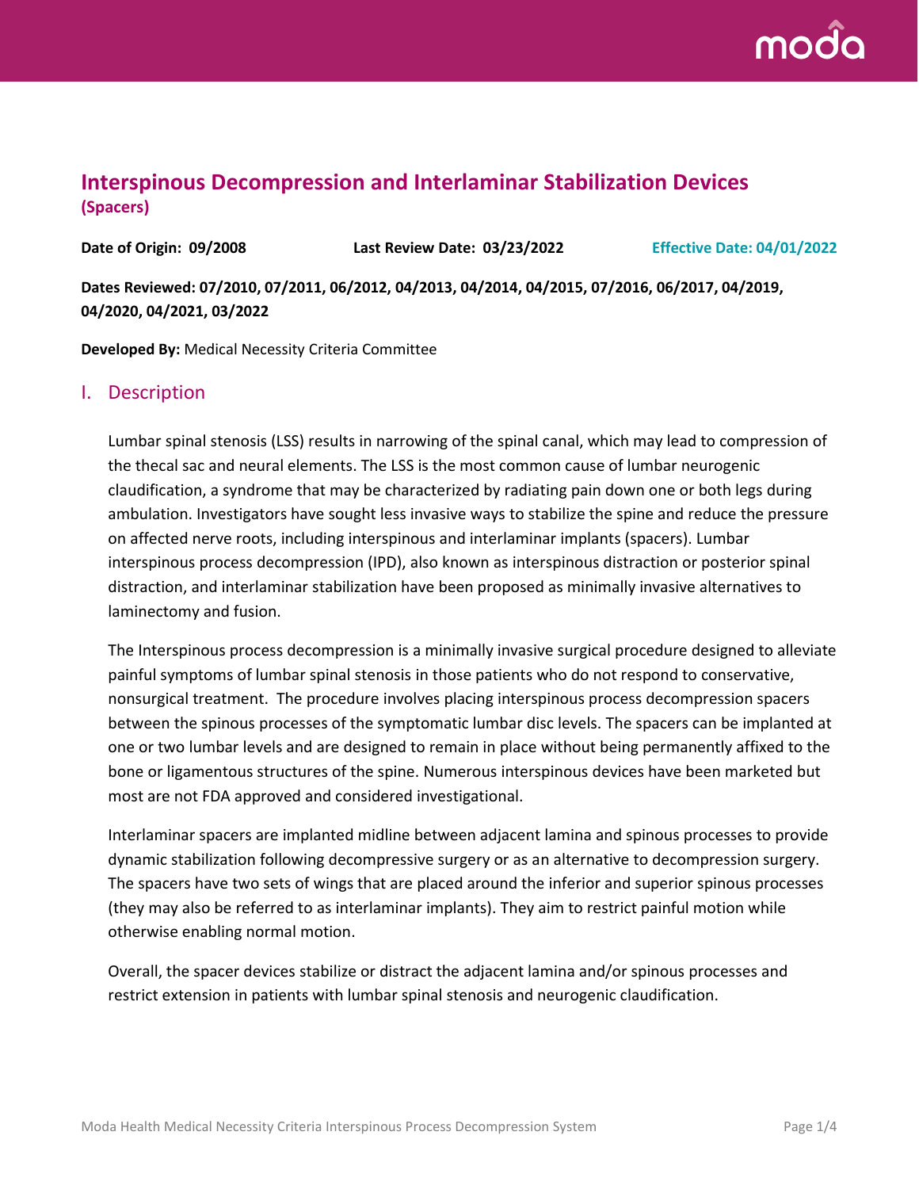# Interspinous Decompression and Interlaminar Stabilization Devices
**(Spacers)**

**Date of Origin: 09/2008** **Last Review Date: 03/23/2022** **Effective Date: 04/01/2022**

**Dates Reviewed: 07/2010, 07/2011, 06/2012, 04/2013, 04/2014, 04/2015, 07/2016, 06/2017, 04/2019, 04/2020, 04/2021, 03/2022**

**Developed By:** Medical Necessity Criteria Committee

## I. Description

Lumbar spinal stenosis (LSS) results in narrowing of the spinal canal, which may lead to compression of the thecal sac and neural elements. The LSS is the most common cause of lumbar neurogenic claudification, a syndrome that may be characterized by radiating pain down one or both legs during ambulation. Investigators have sought less invasive ways to stabilize the spine and reduce the pressure on affected nerve roots, including interspinous and interlaminar implants (spacers). Lumbar interspinous process decompression (IPD), also known as interspinous distraction or posterior spinal distraction, and interlaminar stabilization have been proposed as minimally invasive alternatives to laminectomy and fusion.

The Interspinous process decompression is a minimally invasive surgical procedure designed to alleviate painful symptoms of lumbar spinal stenosis in those patients who do not respond to conservative, nonsurgical treatment. The procedure involves placing interspinous process decompression spacers between the spinous processes of the symptomatic lumbar disc levels. The spacers can be implanted at one or two lumbar levels and are designed to remain in place without being permanently affixed to the bone or ligamentous structures of the spine. Numerous interspinous devices have been marketed but most are not FDA approved and considered investigational.

Interlaminar spacers are implanted midline between adjacent lamina and spinous processes to provide dynamic stabilization following decompressive surgery or as an alternative to decompression surgery. The spacers have two sets of wings that are placed around the inferior and superior spinous processes (they may also be referred to as interlaminar implants). They aim to restrict painful motion while otherwise enabling normal motion.

Overall, the spacer devices stabilize or distract the adjacent lamina and/or spinous processes and restrict extension in patients with lumbar spinal stenosis and neurogenic claudification.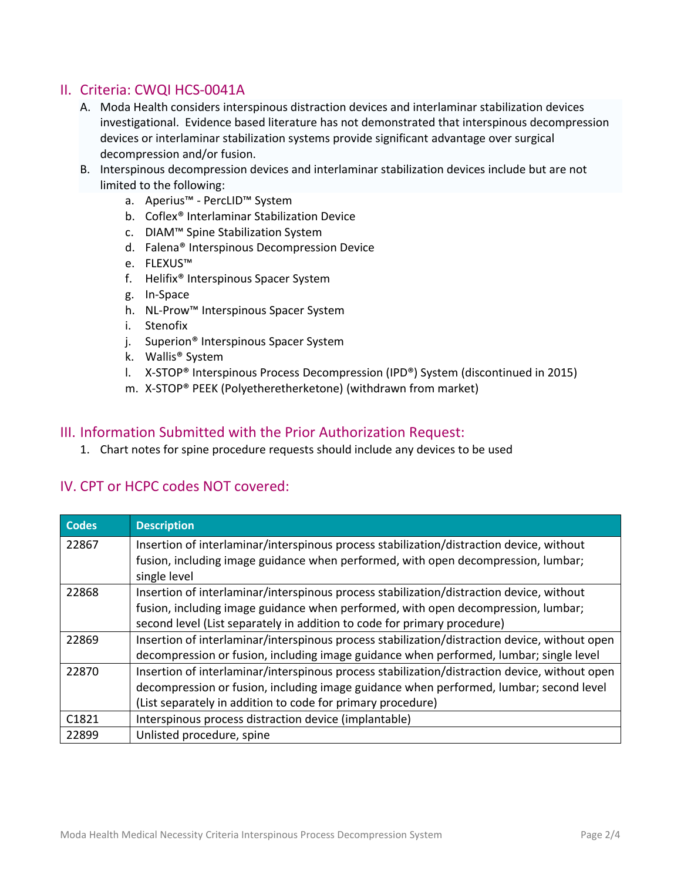## II. Criteria: CWQI HCS-0041A

A. Moda Health considers interspinous distraction devices and interlaminar stabilization devices investigational. Evidence based literature has not demonstrated that interspinous decompression devices or interlaminar stabilization systems provide significant advantage over surgical decompression and/or fusion.

B. Interspinous decompression devices and interlaminar stabilization devices include but are not limited to the following:

a. Aperius™ - PercLID™ System
b. Coflex® Interlaminar Stabilization Device
c. DIAM™ Spine Stabilization System
d. Falena® Interspinous Decompression Device
e. FLEXUS™
f. Helifix® Interspinous Spacer System
g. In-Space
h. NL-Prow™ Interspinous Spacer System
i. Stenofix
j. Superion® Interspinous Spacer System
k. Wallis® System
l. X-STOP® Interspinous Process Decompression (IPD®) System (discontinued in 2015)
m. X-STOP® PEEK (Polyetheretherketone) (withdrawn from market)

## III. Information Submitted with the Prior Authorization Request:

1. Chart notes for spine procedure requests should include any devices to be used

## IV. CPT or HCPC codes NOT covered:

| Codes | Description |
|---|---|
| 22867 | Insertion of interlaminar/interspinous process stabilization/distraction device, without fusion, including image guidance when performed, with open decompression, lumbar; single level |
| 22868 | Insertion of interlaminar/interspinous process stabilization/distraction device, without fusion, including image guidance when performed, with open decompression, lumbar; second level (List separately in addition to code for primary procedure) |
| 22869 | Insertion of interlaminar/interspinous process stabilization/distraction device, without open decompression or fusion, including image guidance when performed, lumbar; single level |
| 22870 | Insertion of interlaminar/interspinous process stabilization/distraction device, without open decompression or fusion, including image guidance when performed, lumbar; second level (List separately in addition to code for primary procedure) |
| C1821 | Interspinous process distraction device (implantable) |
| 22899 | Unlisted procedure, spine |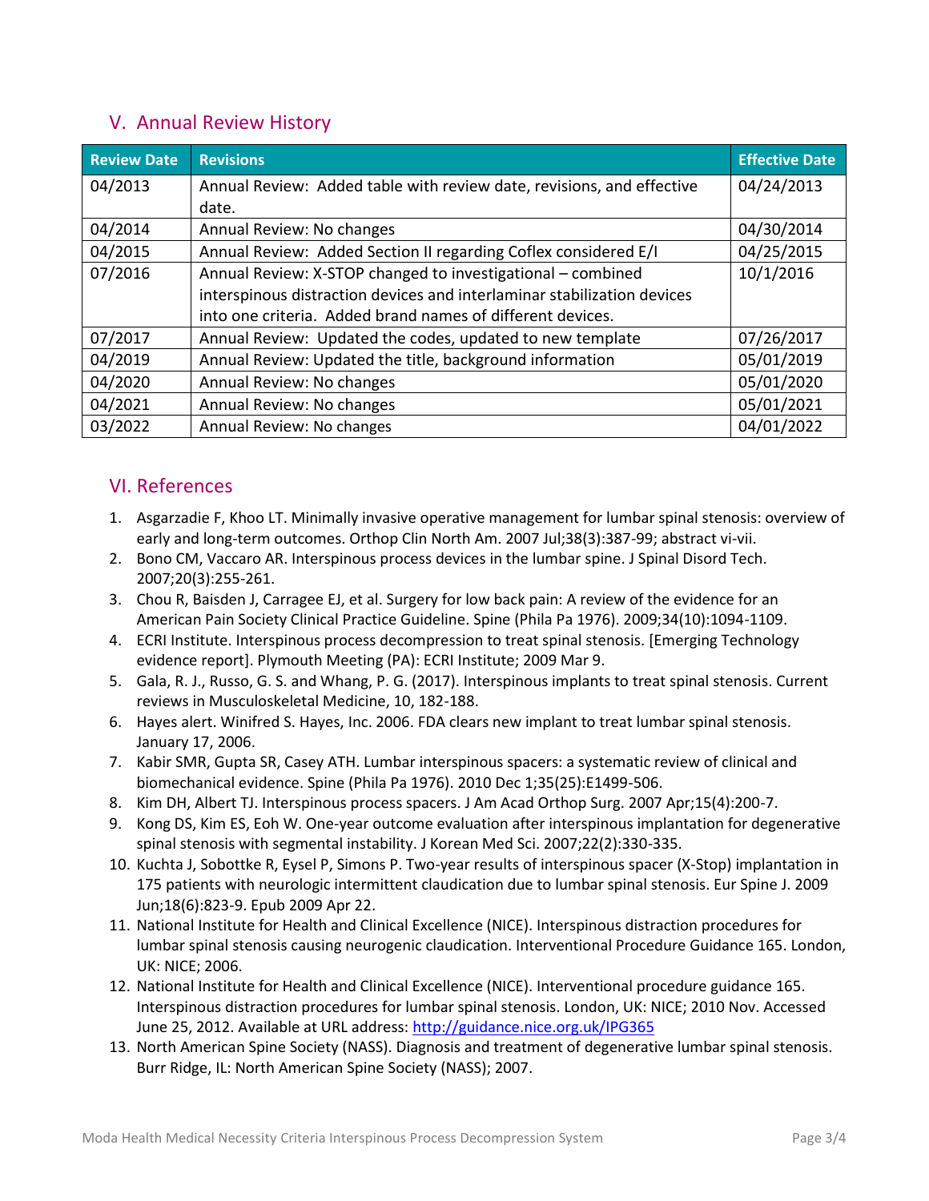## V. Annual Review History

| Review Date | Revisions | Effective Date |
|---|---|---|
| 04/2013 | Annual Review: Added table with review date, revisions, and effective date. | 04/24/2013 |
| 04/2014 | Annual Review: No changes | 04/30/2014 |
| 04/2015 | Annual Review: Added Section II regarding Coflex considered E/I | 04/25/2015 |
| 07/2016 | Annual Review: X-STOP changed to investigational – combined interspinous distraction devices and interlaminar stabilization devices into one criteria. Added brand names of different devices. | 10/1/2016 |
| 07/2017 | Annual Review: Updated the codes, updated to new template | 07/26/2017 |
| 04/2019 | Annual Review: Updated the title, background information | 05/01/2019 |
| 04/2020 | Annual Review: No changes | 05/01/2020 |
| 04/2021 | Annual Review: No changes | 05/01/2021 |
| 03/2022 | Annual Review: No changes | 04/01/2022 |

## VI. References

1. Asgarzadie F, Khoo LT. Minimally invasive operative management for lumbar spinal stenosis: overview of early and long-term outcomes. Orthop Clin North Am. 2007 Jul;38(3):387-99; abstract vi-vii.
2. Bono CM, Vaccaro AR. Interspinous process devices in the lumbar spine. J Spinal Disord Tech. 2007;20(3):255-261.
3. Chou R, Baisden J, Carragee EJ, et al. Surgery for low back pain: A review of the evidence for an American Pain Society Clinical Practice Guideline. Spine (Phila Pa 1976). 2009;34(10):1094-1109.
4. ECRI Institute. Interspinous process decompression to treat spinal stenosis. [Emerging Technology evidence report]. Plymouth Meeting (PA): ECRI Institute; 2009 Mar 9.
5. Gala, R. J., Russo, G. S. and Whang, P. G. (2017). Interspinous implants to treat spinal stenosis. Current reviews in Musculoskeletal Medicine, 10, 182-188.
6. Hayes alert. Winifred S. Hayes, Inc. 2006. FDA clears new implant to treat lumbar spinal stenosis. January 17, 2006.
7. Kabir SMR, Gupta SR, Casey ATH. Lumbar interspinous spacers: a systematic review of clinical and biomechanical evidence. Spine (Phila Pa 1976). 2010 Dec 1;35(25):E1499-506.
8. Kim DH, Albert TJ. Interspinous process spacers. J Am Acad Orthop Surg. 2007 Apr;15(4):200-7.
9. Kong DS, Kim ES, Eoh W. One-year outcome evaluation after interspinous implantation for degenerative spinal stenosis with segmental instability. J Korean Med Sci. 2007;22(2):330-335.
10. Kuchta J, Sobottke R, Eysel P, Simons P. Two-year results of interspinous spacer (X-Stop) implantation in 175 patients with neurologic intermittent claudication due to lumbar spinal stenosis. Eur Spine J. 2009 Jun;18(6):823-9. Epub 2009 Apr 22.
11. National Institute for Health and Clinical Excellence (NICE). Interspinous distraction procedures for lumbar spinal stenosis causing neurogenic claudication. Interventional Procedure Guidance 165. London, UK: NICE; 2006.
12. National Institute for Health and Clinical Excellence (NICE). Interventional procedure guidance 165. Interspinous distraction procedures for lumbar spinal stenosis. London, UK: NICE; 2010 Nov. Accessed June 25, 2012. Available at URL address: http://guidance.nice.org.uk/IPG365
13. North American Spine Society (NASS). Diagnosis and treatment of degenerative lumbar spinal stenosis. Burr Ridge, IL: North American Spine Society (NASS); 2007.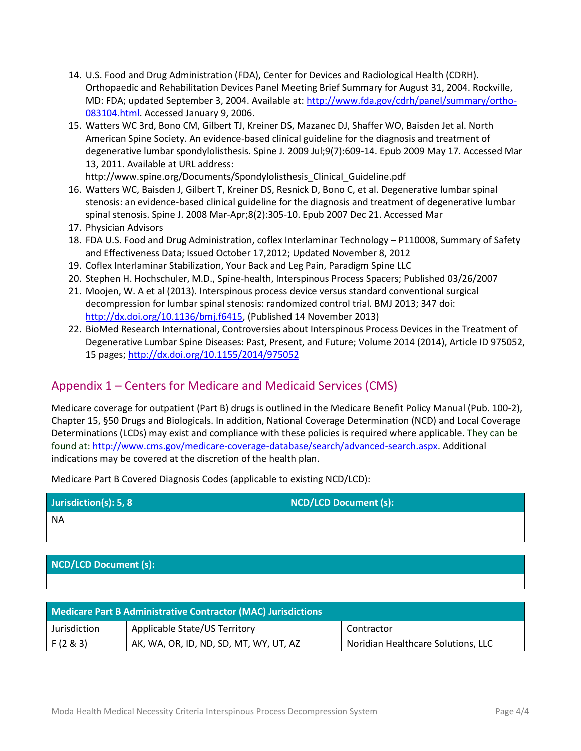14. U.S. Food and Drug Administration (FDA), Center for Devices and Radiological Health (CDRH). Orthopaedic and Rehabilitation Devices Panel Meeting Brief Summary for August 31, 2004. Rockville, MD: FDA; updated September 3, 2004. Available at: http://www.fda.gov/cdrh/panel/summary/ortho-083104.html. Accessed January 9, 2006.
15. Watters WC 3rd, Bono CM, Gilbert TJ, Kreiner DS, Mazanec DJ, Shaffer WO, Baisden Jet al. North American Spine Society. An evidence-based clinical guideline for the diagnosis and treatment of degenerative lumbar spondylolisthesis. Spine J. 2009 Jul;9(7):609-14. Epub 2009 May 17. Accessed Mar 13, 2011. Available at URL address: http://www.spine.org/Documents/Spondylolisthesis_Clinical_Guideline.pdf
16. Watters WC, Baisden J, Gilbert T, Kreiner DS, Resnick D, Bono C, et al. Degenerative lumbar spinal stenosis: an evidence-based clinical guideline for the diagnosis and treatment of degenerative lumbar spinal stenosis. Spine J. 2008 Mar-Apr;8(2):305-10. Epub 2007 Dec 21. Accessed Mar
17. Physician Advisors
18. FDA U.S. Food and Drug Administration, coflex Interlaminar Technology – P110008, Summary of Safety and Effectiveness Data; Issued October 17,2012; Updated November 8, 2012
19. Coflex Interlaminar Stabilization, Your Back and Leg Pain, Paradigm Spine LLC
20. Stephen H. Hochschuler, M.D., Spine-health, Interspinous Process Spacers; Published 03/26/2007
21. Moojen, W. A et al (2013). Interspinous process device versus standard conventional surgical decompression for lumbar spinal stenosis: randomized control trial. BMJ 2013; 347 doi: http://dx.doi.org/10.1136/bmj.f6415, (Published 14 November 2013)
22. BioMed Research International, Controversies about Interspinous Process Devices in the Treatment of Degenerative Lumbar Spine Diseases: Past, Present, and Future; Volume 2014 (2014), Article ID 975052, 15 pages; http://dx.doi.org/10.1155/2014/975052

## Appendix 1 – Centers for Medicare and Medicaid Services (CMS)

Medicare coverage for outpatient (Part B) drugs is outlined in the Medicare Benefit Policy Manual (Pub. 100-2), Chapter 15, §50 Drugs and Biologicals. In addition, National Coverage Determination (NCD) and Local Coverage Determinations (LCDs) may exist and compliance with these policies is required where applicable. They can be found at: http://www.cms.gov/medicare-coverage-database/search/advanced-search.aspx. Additional indications may be covered at the discretion of the health plan.

Medicare Part B Covered Diagnosis Codes (applicable to existing NCD/LCD):

| Jurisdiction(s): 5, 8 | NCD/LCD Document (s): |
|---|---|
| NA | |
| | |

| NCD/LCD Document (s): |
|---|
| |

| Medicare Part B Administrative Contractor (MAC) Jurisdictions | | |
|---|---|---|
| Jurisdiction | Applicable State/US Territory | Contractor |
| F (2 & 3) | AK, WA, OR, ID, ND, SD, MT, WY, UT, AZ | Noridian Healthcare Solutions, LLC |